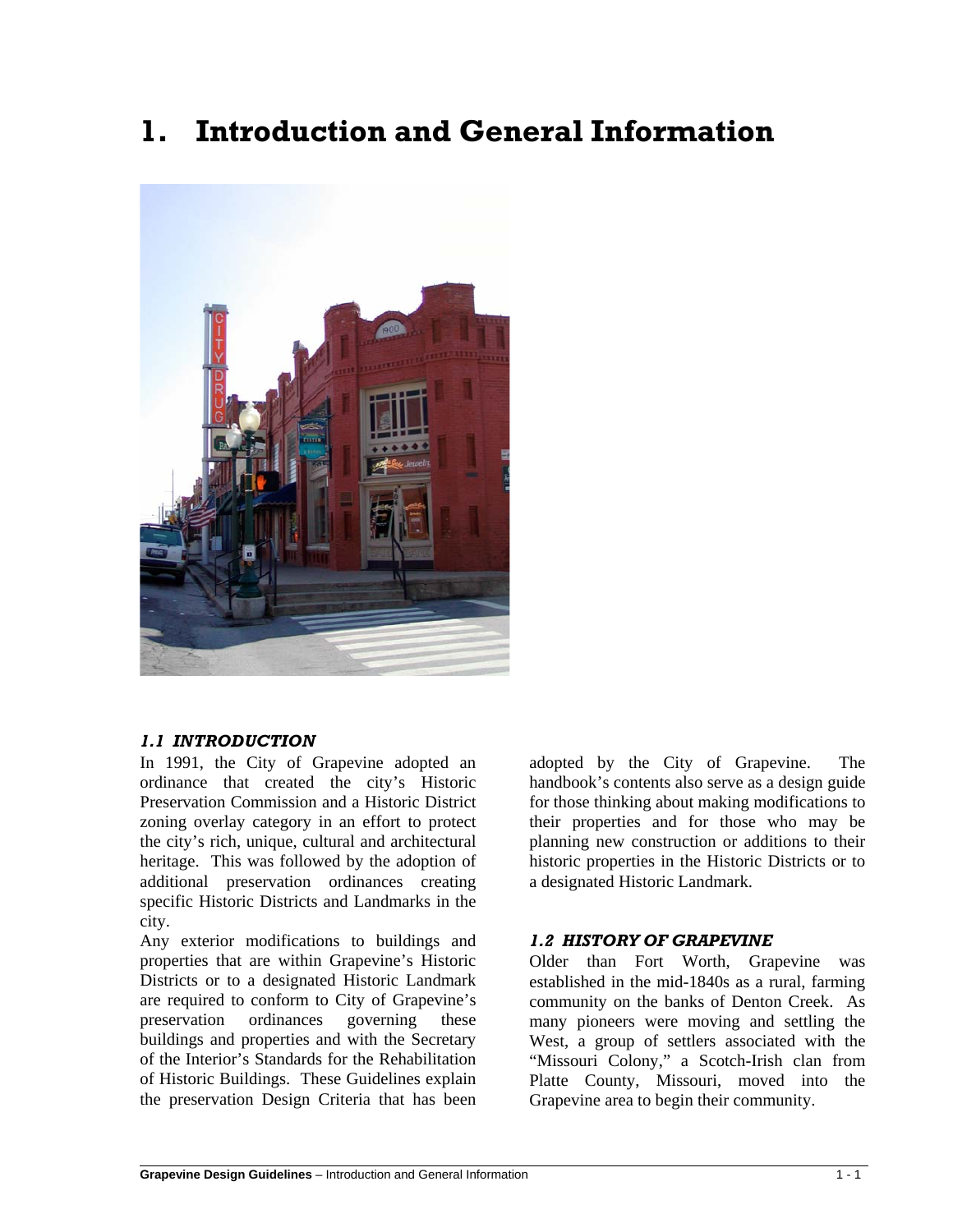# 1. Introduction and General Information

### *1.1 INTRODUCTION*

In 1991, the City of Grapevine adopted an ordinance that created the city's Historic Preservation Commission and a Historic District zoning overlay category in an effort to protect the city's rich, unique, cultural and architectural heritage. This was followed by the adoption of additional preservation ordinances creating specific Historic Districts and Landmarks in the city.

Any exterior modifications to buildings and properties that are within Grapevine's Historic Districts or to a designated Historic Landmark are required to conform to City of Grapevine's preservation ordinances governing these buildings and properties and with the Secretary of the Interior's Standards for the Rehabilitation of Historic Buildings. These Guidelines explain the preservation Design Criteria that has been adopted by the City of Grapevine. The handbook's contents also serve as a design guide for those thinking about making modifications to their properties and for those who may be planning new construction or additions to their historic properties in the Historic Districts or to a designated Historic Landmark.

### *1.2 HISTORY OF GRAPEVINE*

Older than Fort Worth, Grapevine was established in the mid-1840s as a rural, farming community on the banks of Denton Creek. As many pioneers were moving and settling the West, a group of settlers associated with the "Missouri Colony," a Scotch-Irish clan from Platte County, Missouri, moved into the Grapevine area to begin their community.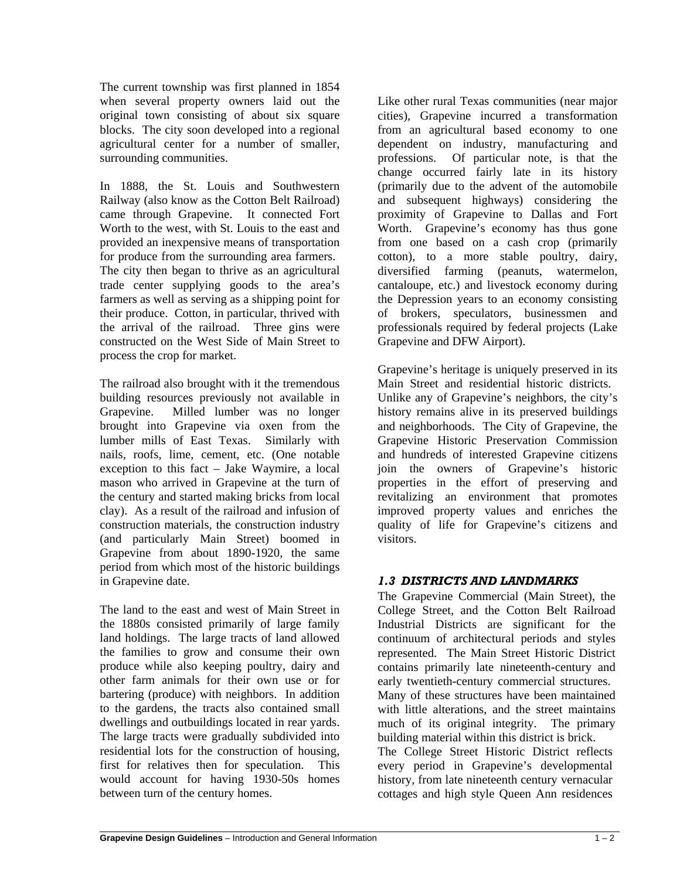The current township was first planned in 1854 when several property owners laid out the original town consisting of about six square blocks. The city soon developed into a regional agricultural center for a number of smaller, surrounding communities.

In 1888, the St. Louis and Southwestern Railway (also know as the Cotton Belt Railroad) came through Grapevine. It connected Fort Worth to the west, with St. Louis to the east and provided an inexpensive means of transportation for produce from the surrounding area farmers. The city then began to thrive as an agricultural trade center supplying goods to the area's farmers as well as serving as a shipping point for their produce. Cotton, in particular, thrived with the arrival of the railroad. Three gins were constructed on the West Side of Main Street to process the crop for market.

The railroad also brought with it the tremendous building resources previously not available in Grapevine. Milled lumber was no longer brought into Grapevine via oxen from the lumber mills of East Texas. Similarly with nails, roofs, lime, cement, etc. (One notable exception to this fact – Jake Waymire, a local mason who arrived in Grapevine at the turn of the century and started making bricks from local clay). As a result of the railroad and infusion of construction materials, the construction industry (and particularly Main Street) boomed in Grapevine from about 1890-1920, the same period from which most of the historic buildings in Grapevine date.

The land to the east and west of Main Street in the 1880s consisted primarily of large family land holdings. The large tracts of land allowed the families to grow and consume their own produce while also keeping poultry, dairy and other farm animals for their own use or for bartering (produce) with neighbors. In addition to the gardens, the tracts also contained small dwellings and outbuildings located in rear yards. The large tracts were gradually subdivided into residential lots for the construction of housing, first for relatives then for speculation. This would account for having 1930-50s homes between turn of the century homes.

Like other rural Texas communities (near major cities), Grapevine incurred a transformation from an agricultural based economy to one dependent on industry, manufacturing and professions. Of particular note, is that the change occurred fairly late in its history (primarily due to the advent of the automobile and subsequent highways) considering the proximity of Grapevine to Dallas and Fort Worth. Grapevine's economy has thus gone from one based on a cash crop (primarily cotton), to a more stable poultry, dairy, diversified farming (peanuts, watermelon, cantaloupe, etc.) and livestock economy during the Depression years to an economy consisting of brokers, speculators, businessmen and professionals required by federal projects (Lake Grapevine and DFW Airport).

Grapevine's heritage is uniquely preserved in its Main Street and residential historic districts. Unlike any of Grapevine's neighbors, the city's history remains alive in its preserved buildings and neighborhoods. The City of Grapevine, the Grapevine Historic Preservation Commission and hundreds of interested Grapevine citizens join the owners of Grapevine's historic properties in the effort of preserving and revitalizing an environment that promotes improved property values and enriches the quality of life for Grapevine's citizens and visitors.

### *1.3 DISTRICTS AND LANDMARKS*

The Grapevine Commercial (Main Street), the College Street, and the Cotton Belt Railroad Industrial Districts are significant for the continuum of architectural periods and styles represented. The Main Street Historic District contains primarily late nineteenth-century and early twentieth-century commercial structures. Many of these structures have been maintained with little alterations, and the street maintains much of its original integrity. The primary building material within this district is brick.

The College Street Historic District reflects every period in Grapevine's developmental history, from late nineteenth century vernacular cottages and high style Queen Ann residences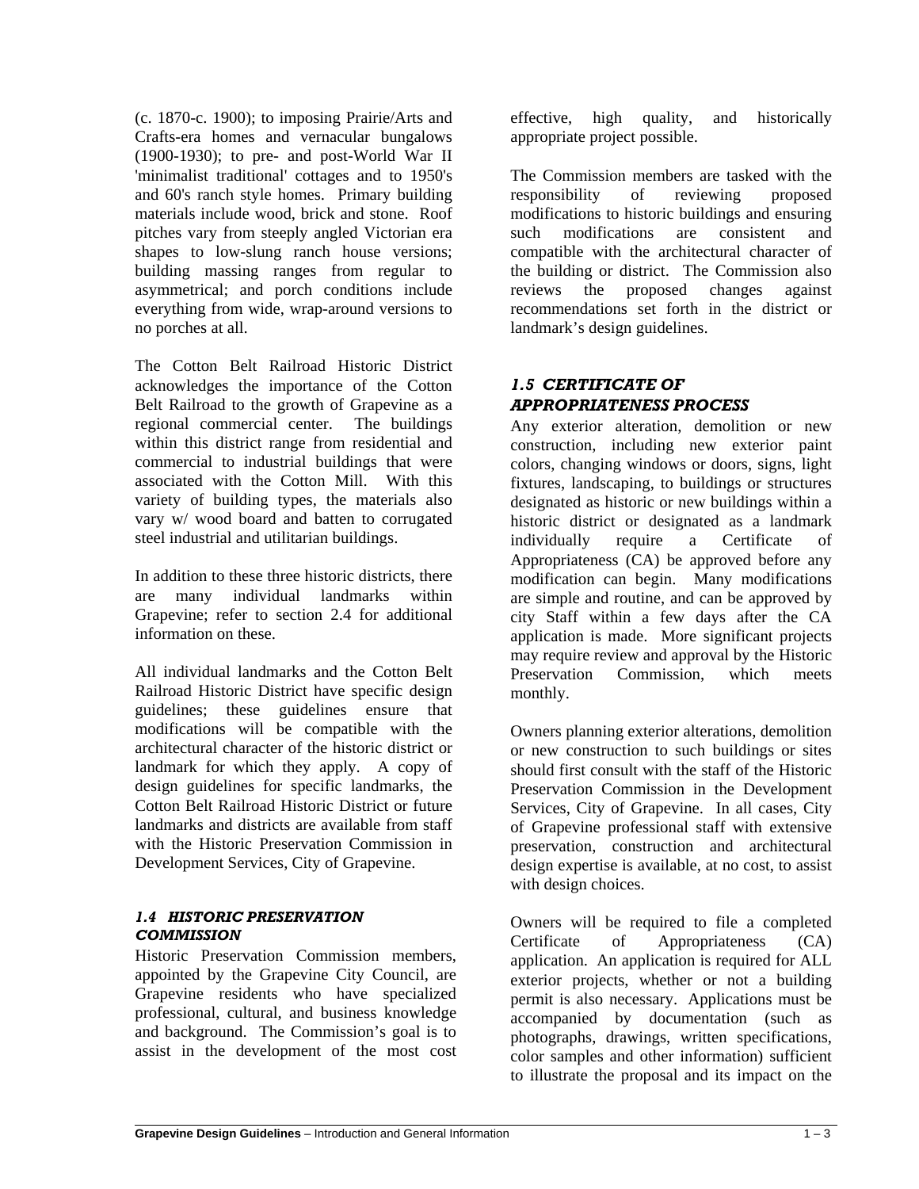(c. 1870-c. 1900); to imposing Prairie/Arts and Crafts-era homes and vernacular bungalows (1900-1930); to pre- and post-World War II 'minimalist traditional' cottages and to 1950's and 60's ranch style homes. Primary building materials include wood, brick and stone. Roof pitches vary from steeply angled Victorian era shapes to low-slung ranch house versions; building massing ranges from regular to asymmetrical; and porch conditions include everything from wide, wrap-around versions to no porches at all.

The Cotton Belt Railroad Historic District acknowledges the importance of the Cotton Belt Railroad to the growth of Grapevine as a regional commercial center. The buildings within this district range from residential and commercial to industrial buildings that were associated with the Cotton Mill. With this variety of building types, the materials also vary w/ wood board and batten to corrugated steel industrial and utilitarian buildings.

In addition to these three historic districts, there are many individual landmarks within Grapevine; refer to section 2.4 for additional information on these.

All individual landmarks and the Cotton Belt Railroad Historic District have specific design guidelines; these guidelines ensure that modifications will be compatible with the architectural character of the historic district or landmark for which they apply. A copy of design guidelines for specific landmarks, the Cotton Belt Railroad Historic District or future landmarks and districts are available from staff with the Historic Preservation Commission in Development Services, City of Grapevine.

### *1.4 HISTORIC PRESERVATION COMMISSION*

Historic Preservation Commission members, appointed by the Grapevine City Council, are Grapevine residents who have specialized professional, cultural, and business knowledge and background. The Commission's goal is to assist in the development of the most cost effective, high quality, and historically appropriate project possible.

The Commission members are tasked with the responsibility of reviewing proposed modifications to historic buildings and ensuring such modifications are consistent and compatible with the architectural character of the building or district. The Commission also reviews the proposed changes against recommendations set forth in the district or landmark's design guidelines.

### *1.5 CERTIFICATE OF APPROPRIATENESS PROCESS*

Any exterior alteration, demolition or new construction, including new exterior paint colors, changing windows or doors, signs, light fixtures, landscaping, to buildings or structures designated as historic or new buildings within a historic district or designated as a landmark individually require a Certificate of Appropriateness (CA) be approved before any modification can begin. Many modifications are simple and routine, and can be approved by city Staff within a few days after the CA application is made. More significant projects may require review and approval by the Historic Preservation Commission, which meets monthly.

Owners planning exterior alterations, demolition or new construction to such buildings or sites should first consult with the staff of the Historic Preservation Commission in the Development Services, City of Grapevine. In all cases, City of Grapevine professional staff with extensive preservation, construction and architectural design expertise is available, at no cost, to assist with design choices.

Owners will be required to file a completed Certificate of Appropriateness (CA) application. An application is required for ALL exterior projects, whether or not a building permit is also necessary. Applications must be accompanied by documentation (such as photographs, drawings, written specifications, color samples and other information) sufficient to illustrate the proposal and its impact on the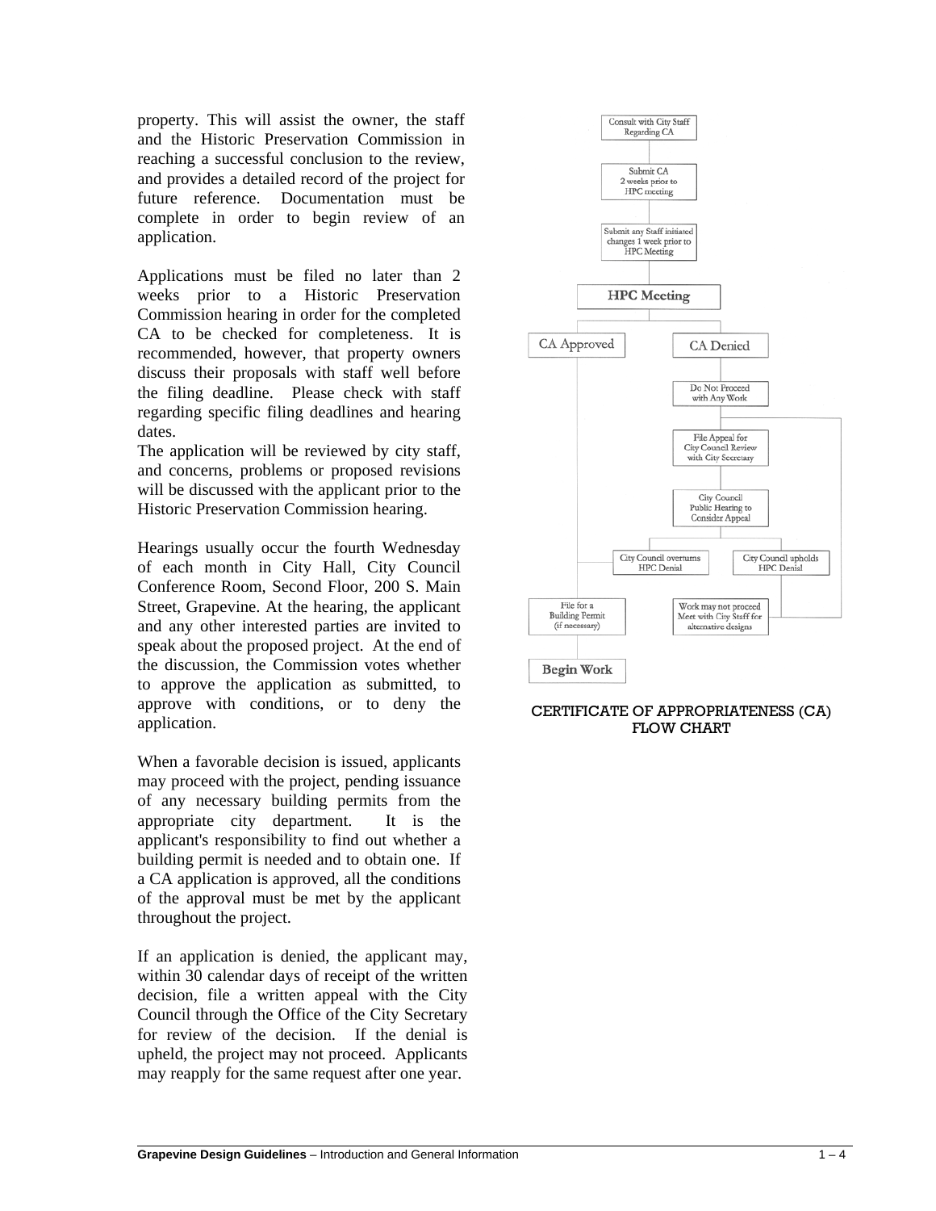property. This will assist the owner, the staff and the Historic Preservation Commission in reaching a successful conclusion to the review, and provides a detailed record of the project for future reference. Documentation must be complete in order to begin review of an application.

Applications must be filed no later than 2 weeks prior to a Historic Preservation Commission hearing in order for the completed CA to be checked for completeness. It is recommended, however, that property owners discuss their proposals with staff well before the filing deadline. Please check with staff regarding specific filing deadlines and hearing dates.

The application will be reviewed by city staff, and concerns, problems or proposed revisions will be discussed with the applicant prior to the Historic Preservation Commission hearing.

Hearings usually occur the fourth Wednesday of each month in City Hall, City Council Conference Room, Second Floor, 200 S. Main Street, Grapevine. At the hearing, the applicant and any other interested parties are invited to speak about the proposed project. At the end of the discussion, the Commission votes whether to approve the application as submitted, to approve with conditions, or to deny the application.

When a favorable decision is issued, applicants may proceed with the project, pending issuance of any necessary building permits from the appropriate city department. It is the applicant's responsibility to find out whether a building permit is needed and to obtain one. If a CA application is approved, all the conditions of the approval must be met by the applicant throughout the project.

If an application is denied, the applicant may, within 30 calendar days of receipt of the written decision, file a written appeal with the City Council through the Office of the City Secretary for review of the decision. If the denial is upheld, the project may not proceed. Applicants may reapply for the same request after one year.

Consult with City Staff Regarding CA

Submit CA 2 weeks prior to HPC meeting

Submit any Staff initiated changes 1 week prior to HPC Meeting

HPC Meeting

CA Approved

CA Denied

Do Not Proceed with Any Work

File Appeal for City Council Review with City Secretary

City Council Public Hearing to Consider Appeal

City Council overturns HPC Denial

City Council upholds HPC Denial

File for a Building Permit (if necessary)

Work may not proceed Meet with City Staff for alternative designs

Begin Work

CERTIFICATE OF APPROPRIATENESS (CA) FLOW CHART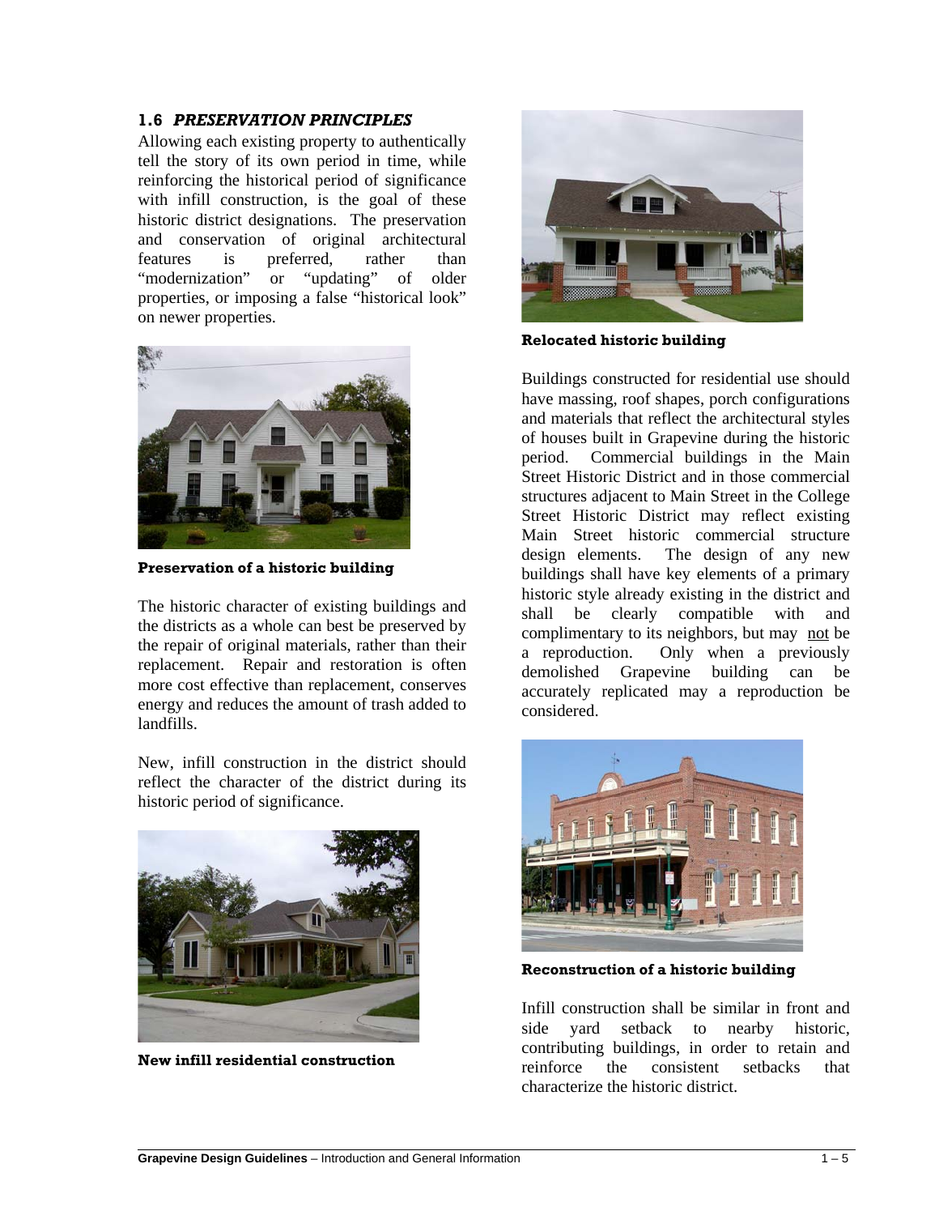## 1.6 *PRESERVATION PRINCIPLES*

Allowing each existing property to authentically tell the story of its own period in time, while reinforcing the historical period of significance with infill construction, is the goal of these historic district designations. The preservation and conservation of original architectural features is preferred, rather than "modernization" or "updating" of older properties, or imposing a false "historical look" on newer properties.

**Preservation of a historic building**

The historic character of existing buildings and the districts as a whole can best be preserved by the repair of original materials, rather than their replacement. Repair and restoration is often more cost effective than replacement, conserves energy and reduces the amount of trash added to landfills.

New, infill construction in the district should reflect the character of the district during its historic period of significance.

**New infill residential construction**

**Relocated historic building**

Buildings constructed for residential use should have massing, roof shapes, porch configurations and materials that reflect the architectural styles of houses built in Grapevine during the historic period. Commercial buildings in the Main Street Historic District and in those commercial structures adjacent to Main Street in the College Street Historic District may reflect existing Main Street historic commercial structure design elements. The design of any new buildings shall have key elements of a primary historic style already existing in the district and shall be clearly compatible with and complimentary to its neighbors, but may not be a reproduction. Only when a previously demolished Grapevine building can be accurately replicated may a reproduction be considered.

**Reconstruction of a historic building**

Infill construction shall be similar in front and side yard setback to nearby historic, contributing buildings, in order to retain and reinforce the consistent setbacks that characterize the historic district.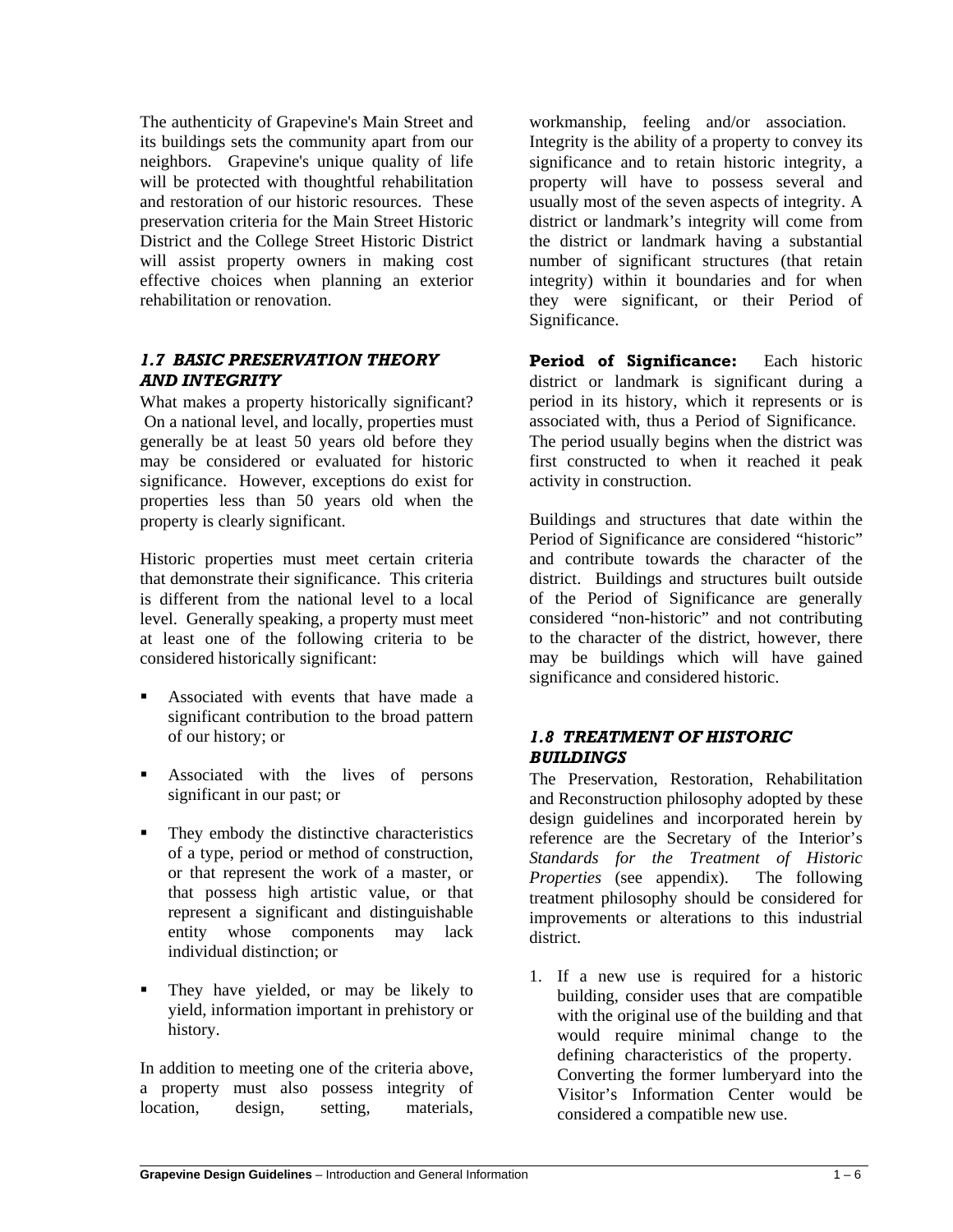The authenticity of Grapevine's Main Street and its buildings sets the community apart from our neighbors. Grapevine's unique quality of life will be protected with thoughtful rehabilitation and restoration of our historic resources. These preservation criteria for the Main Street Historic District and the College Street Historic District will assist property owners in making cost effective choices when planning an exterior rehabilitation or renovation.

### *1.7 BASIC PRESERVATION THEORY AND INTEGRITY*

What makes a property historically significant? On a national level, and locally, properties must generally be at least 50 years old before they may be considered or evaluated for historic significance. However, exceptions do exist for properties less than 50 years old when the property is clearly significant.

Historic properties must meet certain criteria that demonstrate their significance. This criteria is different from the national level to a local level. Generally speaking, a property must meet at least one of the following criteria to be considered historically significant:

- Associated with events that have made a significant contribution to the broad pattern of our history; or
- Associated with the lives of persons significant in our past; or
- They embody the distinctive characteristics of a type, period or method of construction, or that represent the work of a master, or that possess high artistic value, or that represent a significant and distinguishable entity whose components may lack individual distinction; or
- They have yielded, or may be likely to yield, information important in prehistory or history.

In addition to meeting one of the criteria above, a property must also possess integrity of location, design, setting, materials, workmanship, feeling and/or association. Integrity is the ability of a property to convey its significance and to retain historic integrity, a property will have to possess several and usually most of the seven aspects of integrity. A district or landmark's integrity will come from the district or landmark having a substantial number of significant structures (that retain integrity) within it boundaries and for when they were significant, or their Period of Significance.

**Period of Significance:** Each historic district or landmark is significant during a period in its history, which it represents or is associated with, thus a Period of Significance. The period usually begins when the district was first constructed to when it reached it peak activity in construction.

Buildings and structures that date within the Period of Significance are considered "historic" and contribute towards the character of the district. Buildings and structures built outside of the Period of Significance are generally considered "non-historic" and not contributing to the character of the district, however, there may be buildings which will have gained significance and considered historic.

### *1.8 TREATMENT OF HISTORIC BUILDINGS*

The Preservation, Restoration, Rehabilitation and Reconstruction philosophy adopted by these design guidelines and incorporated herein by reference are the Secretary of the Interior's *Standards for the Treatment of Historic Properties* (see appendix). The following treatment philosophy should be considered for improvements or alterations to this industrial district.

1. If a new use is required for a historic building, consider uses that are compatible with the original use of the building and that would require minimal change to the defining characteristics of the property. Converting the former lumberyard into the Visitor's Information Center would be considered a compatible new use.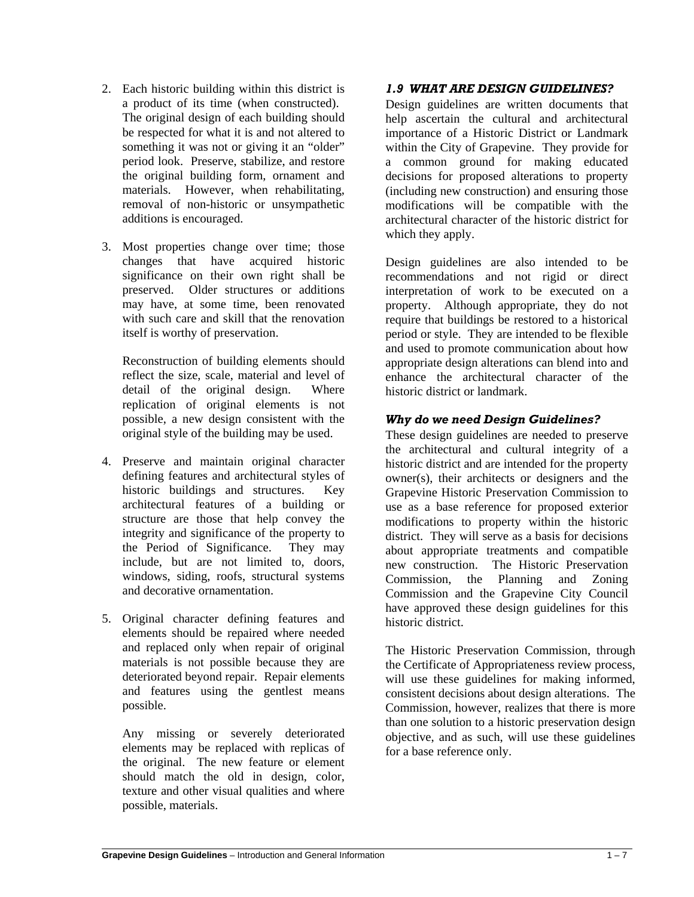2. Each historic building within this district is a product of its time (when constructed). The original design of each building should be respected for what it is and not altered to something it was not or giving it an "older" period look. Preserve, stabilize, and restore the original building form, ornament and materials. However, when rehabilitating, removal of non-historic or unsympathetic additions is encouraged.

3. Most properties change over time; those changes that have acquired historic significance on their own right shall be preserved. Older structures or additions may have, at some time, been renovated with such care and skill that the renovation itself is worthy of preservation.

   Reconstruction of building elements should reflect the size, scale, material and level of detail of the original design. Where replication of original elements is not possible, a new design consistent with the original style of the building may be used.

4. Preserve and maintain original character defining features and architectural styles of historic buildings and structures. Key architectural features of a building or structure are those that help convey the integrity and significance of the property to the Period of Significance. They may include, but are not limited to, doors, windows, siding, roofs, structural systems and decorative ornamentation.

5. Original character defining features and elements should be repaired where needed and replaced only when repair of original materials is not possible because they are deteriorated beyond repair. Repair elements and features using the gentlest means possible.

   Any missing or severely deteriorated elements may be replaced with replicas of the original. The new feature or element should match the old in design, color, texture and other visual qualities and where possible, materials.

### *1.9 WHAT ARE DESIGN GUIDELINES?*

Design guidelines are written documents that help ascertain the cultural and architectural importance of a Historic District or Landmark within the City of Grapevine. They provide for a common ground for making educated decisions for proposed alterations to property (including new construction) and ensuring those modifications will be compatible with the architectural character of the historic district for which they apply.

Design guidelines are also intended to be recommendations and not rigid or direct interpretation of work to be executed on a property. Although appropriate, they do not require that buildings be restored to a historical period or style. They are intended to be flexible and used to promote communication about how appropriate design alterations can blend into and enhance the architectural character of the historic district or landmark.

#### *Why do we need Design Guidelines?*

These design guidelines are needed to preserve the architectural and cultural integrity of a historic district and are intended for the property owner(s), their architects or designers and the Grapevine Historic Preservation Commission to use as a base reference for proposed exterior modifications to property within the historic district. They will serve as a basis for decisions about appropriate treatments and compatible new construction. The Historic Preservation Commission, the Planning and Zoning Commission and the Grapevine City Council have approved these design guidelines for this historic district.

The Historic Preservation Commission, through the Certificate of Appropriateness review process, will use these guidelines for making informed, consistent decisions about design alterations. The Commission, however, realizes that there is more than one solution to a historic preservation design objective, and as such, will use these guidelines for a base reference only.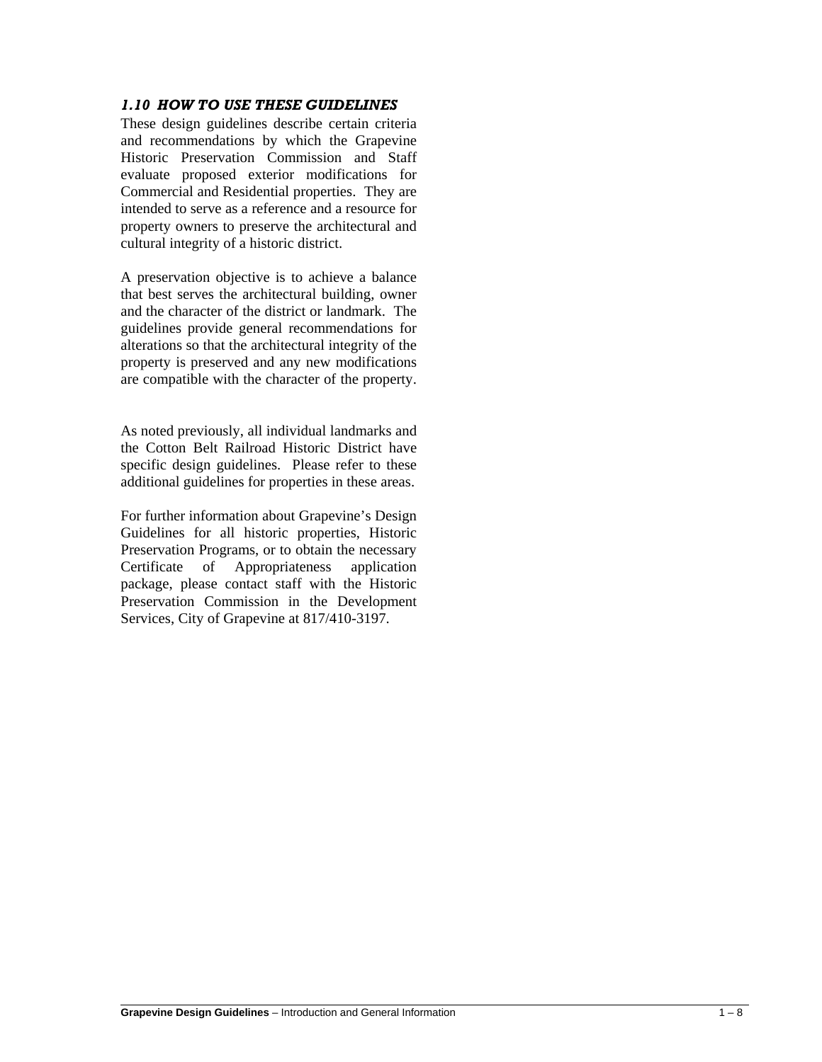## *1.10 HOW TO USE THESE GUIDELINES*

These design guidelines describe certain criteria and recommendations by which the Grapevine Historic Preservation Commission and Staff evaluate proposed exterior modifications for Commercial and Residential properties. They are intended to serve as a reference and a resource for property owners to preserve the architectural and cultural integrity of a historic district.

A preservation objective is to achieve a balance that best serves the architectural building, owner and the character of the district or landmark. The guidelines provide general recommendations for alterations so that the architectural integrity of the property is preserved and any new modifications are compatible with the character of the property.

As noted previously, all individual landmarks and the Cotton Belt Railroad Historic District have specific design guidelines. Please refer to these additional guidelines for properties in these areas.

For further information about Grapevine's Design Guidelines for all historic properties, Historic Preservation Programs, or to obtain the necessary Certificate of Appropriateness application package, please contact staff with the Historic Preservation Commission in the Development Services, City of Grapevine at 817/410-3197.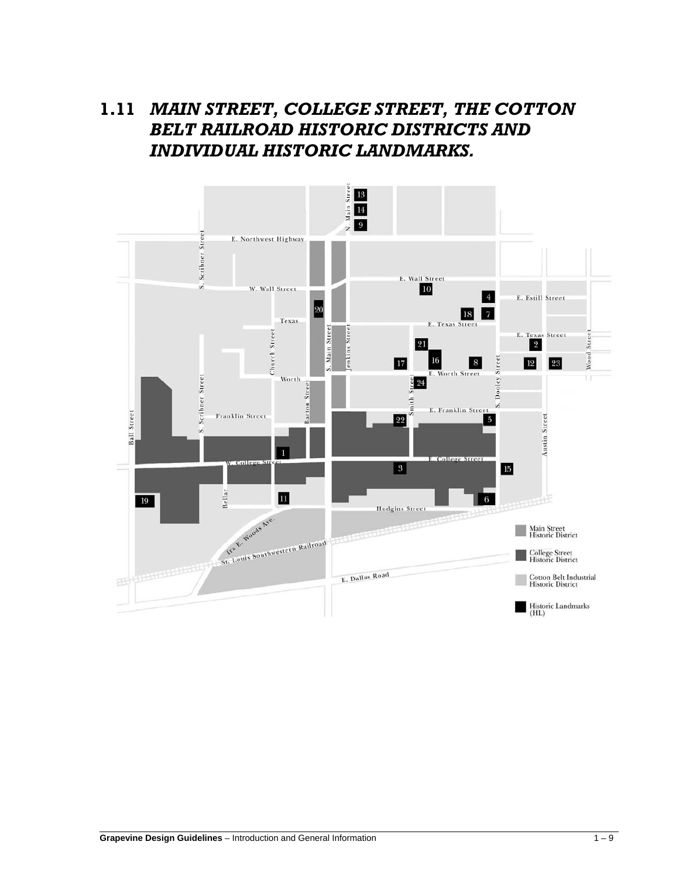## 1.11 *MAIN STREET, COLLEGE STREET, THE COTTON BELT RAILROAD HISTORIC DISTRICTS AND INDIVIDUAL HISTORIC LANDMARKS.*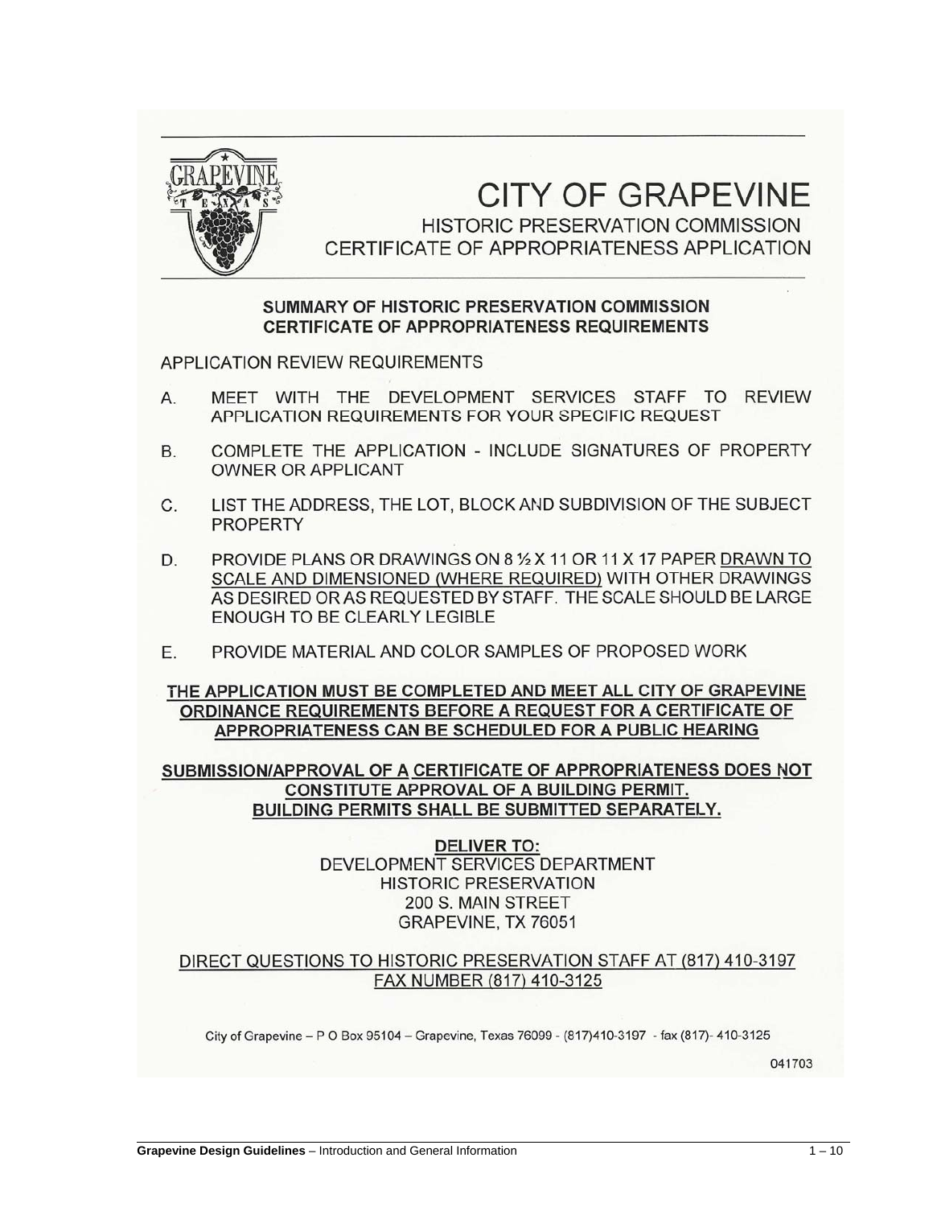# CITY OF GRAPEVINE

## HISTORIC PRESERVATION COMMISSION
## CERTIFICATE OF APPROPRIATENESS APPLICATION

### SUMMARY OF HISTORIC PRESERVATION COMMISSION CERTIFICATE OF APPROPRIATENESS REQUIREMENTS

APPLICATION REVIEW REQUIREMENTS

A. MEET WITH THE DEVELOPMENT SERVICES STAFF TO REVIEW APPLICATION REQUIREMENTS FOR YOUR SPECIFIC REQUEST

B. COMPLETE THE APPLICATION - INCLUDE SIGNATURES OF PROPERTY OWNER OR APPLICANT

C. LIST THE ADDRESS, THE LOT, BLOCK AND SUBDIVISION OF THE SUBJECT PROPERTY

D. PROVIDE PLANS OR DRAWINGS ON 8 ½ X 11 OR 11 X 17 PAPER DRAWN TO SCALE AND DIMENSIONED (WHERE REQUIRED) WITH OTHER DRAWINGS AS DESIRED OR AS REQUESTED BY STAFF. THE SCALE SHOULD BE LARGE ENOUGH TO BE CLEARLY LEGIBLE

E. PROVIDE MATERIAL AND COLOR SAMPLES OF PROPOSED WORK

**THE APPLICATION MUST BE COMPLETED AND MEET ALL CITY OF GRAPEVINE ORDINANCE REQUIREMENTS BEFORE A REQUEST FOR A CERTIFICATE OF APPROPRIATENESS CAN BE SCHEDULED FOR A PUBLIC HEARING**

**SUBMISSION/APPROVAL OF A CERTIFICATE OF APPROPRIATENESS DOES NOT CONSTITUTE APPROVAL OF A BUILDING PERMIT. BUILDING PERMITS SHALL BE SUBMITTED SEPARATELY.**

**DELIVER TO:**
DEVELOPMENT SERVICES DEPARTMENT
HISTORIC PRESERVATION
200 S. MAIN STREET
GRAPEVINE, TX 76051

DIRECT QUESTIONS TO HISTORIC PRESERVATION STAFF AT (817) 410-3197
FAX NUMBER (817) 410-3125

City of Grapevine – P O Box 95104 – Grapevine, Texas 76099 - (817)410-3197 - fax (817)- 410-3125

041703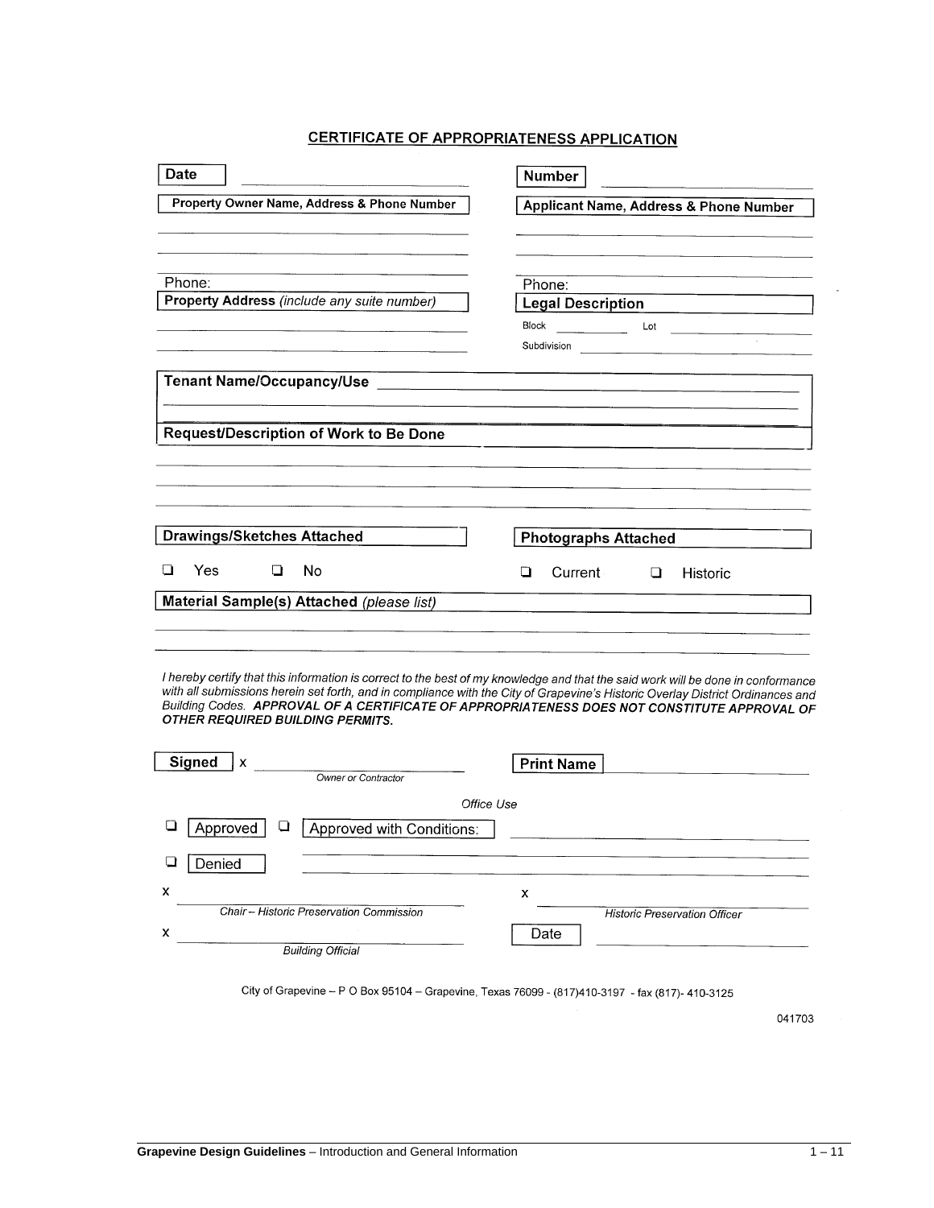# CERTIFICATE OF APPROPRIATENESS APPLICATION

**Date** ____________________ **Number** ____________________

**Property Owner Name, Address & Phone Number**

____________________

____________________

Phone:

**Applicant Name, Address & Phone Number**

____________________

____________________

Phone:

**Property Address** *(include any suite number)*

____________________

____________________

**Legal Description**

Block ________ Lot ________

Subdivision ____________________

**Tenant Name/Occupancy/Use** ____________________

**Request/Description of Work to Be Done**

____________________

____________________

____________________

**Drawings/Sketches Attached**

❑ Yes ❑ No

**Photographs Attached**

❑ Current ❑ Historic

**Material Sample(s) Attached** *(please list)*

____________________

____________________

*I hereby certify that this information is correct to the best of my knowledge and that the said work will be done in conformance with all submissions herein set forth, and in compliance with the City of Grapevine's Historic Overlay District Ordinances and Building Codes.* ***APPROVAL OF A CERTIFICATE OF APPROPRIATENESS DOES NOT CONSTITUTE APPROVAL OF OTHER REQUIRED BUILDING PERMITS.***

**Signed** x ____________________ **Print Name** ____________________

*Owner or Contractor*

*Office Use*

❑ Approved ❑ Approved with Conditions: ____________________

❑ Denied ____________________

x ____________________
*Chair – Historic Preservation Commission*

x ____________________
*Historic Preservation Officer*

x ____________________
*Building Official*

Date ____________________

City of Grapevine – P O Box 95104 – Grapevine, Texas 76099 - (817)410-3197 - fax (817)- 410-3125

041703